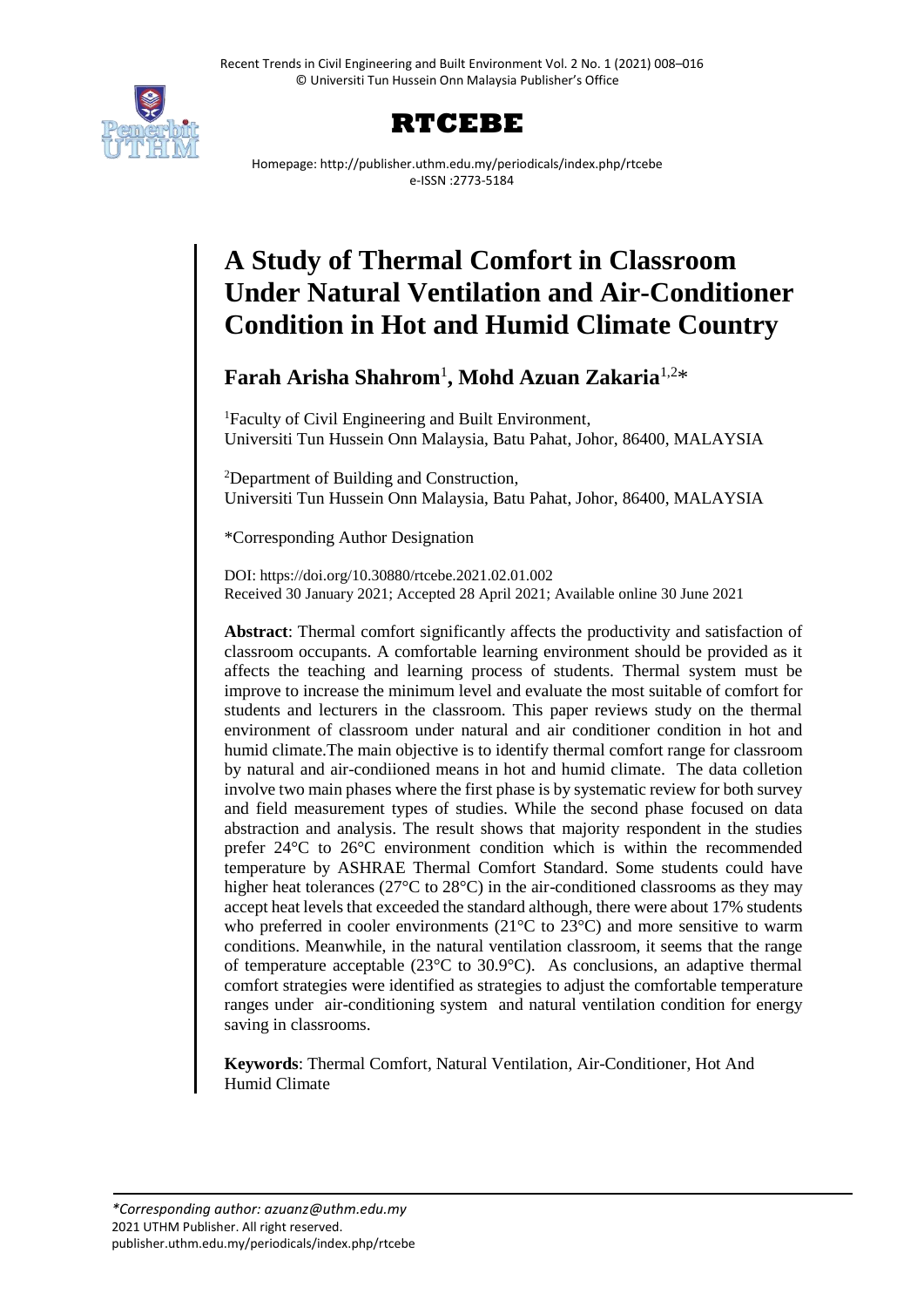# RTCEBE

Homepage: http://publisher.uthm.edu.my/periodicals/index.php/rtcebe
e-ISSN :2773-5184

# A Study of Thermal Comfort in Classroom Under Natural Ventilation and Air-Conditioner Condition in Hot and Humid Climate Country

**Farah Arisha Shahrom**[1], **Mohd Azuan Zakaria**[1,2]*

[1]Faculty of Civil Engineering and Built Environment, Universiti Tun Hussein Onn Malaysia, Batu Pahat, Johor, 86400, MALAYSIA

[2]Department of Building and Construction, Universiti Tun Hussein Onn Malaysia, Batu Pahat, Johor, 86400, MALAYSIA

*Corresponding Author Designation

DOI: https://doi.org/10.30880/rtcebe.2021.02.01.002
Received 30 January 2021; Accepted 28 April 2021; Available online 30 June 2021

**Abstract**: Thermal comfort significantly affects the productivity and satisfaction of classroom occupants. A comfortable learning environment should be provided as it affects the teaching and learning process of students. Thermal system must be improve to increase the minimum level and evaluate the most suitable of comfort for students and lecturers in the classroom. This paper reviews study on the thermal environment of classroom under natural and air conditioner condition in hot and humid climate.The main objective is to identify thermal comfort range for classroom by natural and air-condiioned means in hot and humid climate. The data colletion involve two main phases where the first phase is by systematic review for both survey and field measurement types of studies. While the second phase focused on data abstraction and analysis. The result shows that majority respondent in the studies prefer 24°C to 26°C environment condition which is within the recommended temperature by ASHRAE Thermal Comfort Standard. Some students could have higher heat tolerances (27°C to 28°C) in the air-conditioned classrooms as they may accept heat levels that exceeded the standard although, there were about 17% students who preferred in cooler environments (21°C to 23°C) and more sensitive to warm conditions. Meanwhile, in the natural ventilation classroom, it seems that the range of temperature acceptable (23°C to 30.9°C). As conclusions, an adaptive thermal comfort strategies were identified as strategies to adjust the comfortable temperature ranges under air-conditioning system and natural ventilation condition for energy saving in classrooms.

**Keywords**: Thermal Comfort, Natural Ventilation, Air-Conditioner, Hot And Humid Climate

*\*Corresponding author: azuanz@uthm.edu.my*
2021 UTHM Publisher. All right reserved.
publisher.uthm.edu.my/periodicals/index.php/rtcebe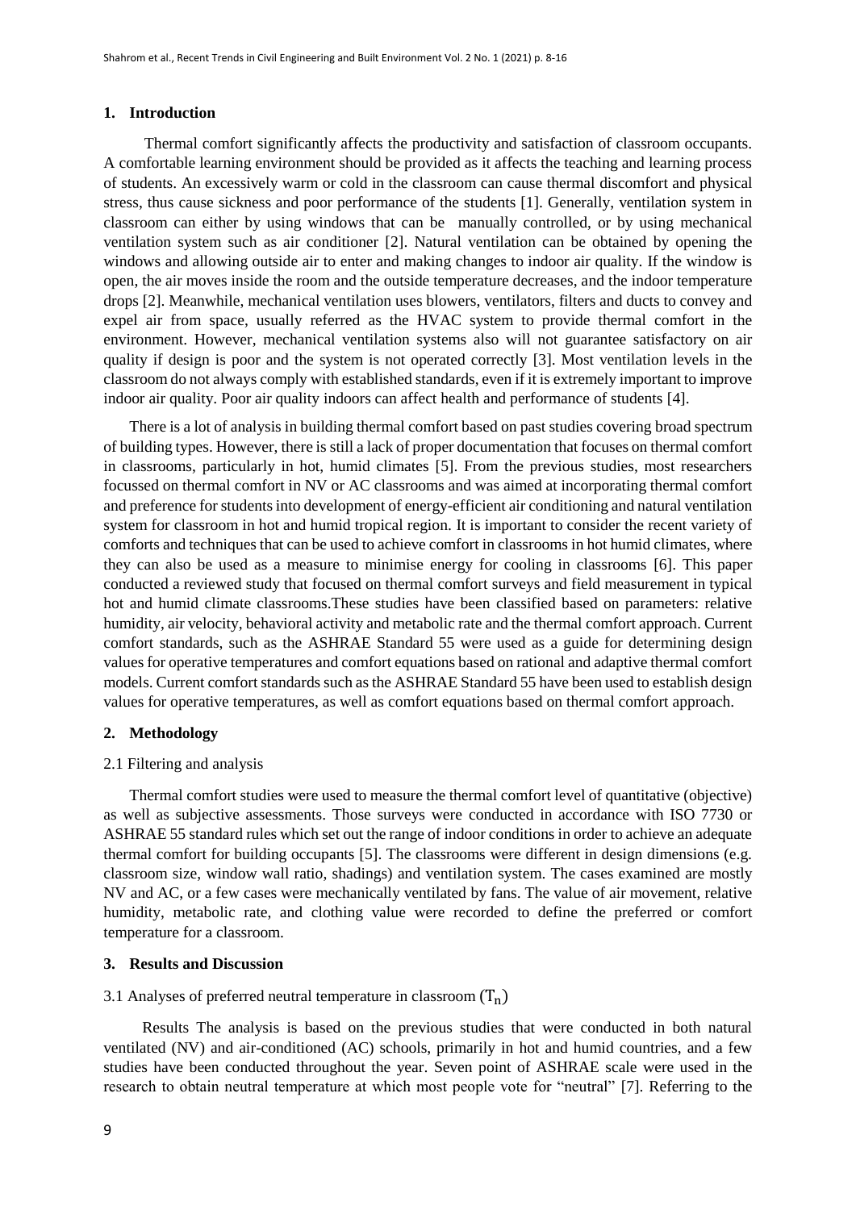## 1. Introduction

Thermal comfort significantly affects the productivity and satisfaction of classroom occupants. A comfortable learning environment should be provided as it affects the teaching and learning process of students. An excessively warm or cold in the classroom can cause thermal discomfort and physical stress, thus cause sickness and poor performance of the students [1]. Generally, ventilation system in classroom can either by using windows that can be manually controlled, or by using mechanical ventilation system such as air conditioner [2]. Natural ventilation can be obtained by opening the windows and allowing outside air to enter and making changes to indoor air quality. If the window is open, the air moves inside the room and the outside temperature decreases, and the indoor temperature drops [2]. Meanwhile, mechanical ventilation uses blowers, ventilators, filters and ducts to convey and expel air from space, usually referred as the HVAC system to provide thermal comfort in the environment. However, mechanical ventilation systems also will not guarantee satisfactory on air quality if design is poor and the system is not operated correctly [3]. Most ventilation levels in the classroom do not always comply with established standards, even if it is extremely important to improve indoor air quality. Poor air quality indoors can affect health and performance of students [4].

There is a lot of analysis in building thermal comfort based on past studies covering broad spectrum of building types. However, there is still a lack of proper documentation that focuses on thermal comfort in classrooms, particularly in hot, humid climates [5]. From the previous studies, most researchers focussed on thermal comfort in NV or AC classrooms and was aimed at incorporating thermal comfort and preference for students into development of energy-efficient air conditioning and natural ventilation system for classroom in hot and humid tropical region. It is important to consider the recent variety of comforts and techniques that can be used to achieve comfort in classrooms in hot humid climates, where they can also be used as a measure to minimise energy for cooling in classrooms [6]. This paper conducted a reviewed study that focused on thermal comfort surveys and field measurement in typical hot and humid climate classrooms.These studies have been classified based on parameters: relative humidity, air velocity, behavioral activity and metabolic rate and the thermal comfort approach. Current comfort standards, such as the ASHRAE Standard 55 were used as a guide for determining design values for operative temperatures and comfort equations based on rational and adaptive thermal comfort models. Current comfort standards such as the ASHRAE Standard 55 have been used to establish design values for operative temperatures, as well as comfort equations based on thermal comfort approach.

## 2. Methodology

### 2.1 Filtering and analysis

Thermal comfort studies were used to measure the thermal comfort level of quantitative (objective) as well as subjective assessments. Those surveys were conducted in accordance with ISO 7730 or ASHRAE 55 standard rules which set out the range of indoor conditions in order to achieve an adequate thermal comfort for building occupants [5]. The classrooms were different in design dimensions (e.g. classroom size, window wall ratio, shadings) and ventilation system. The cases examined are mostly NV and AC, or a few cases were mechanically ventilated by fans. The value of air movement, relative humidity, metabolic rate, and clothing value were recorded to define the preferred or comfort temperature for a classroom.

## 3. Results and Discussion

### 3.1 Analyses of preferred neutral temperature in classroom ($T_n$)

Results The analysis is based on the previous studies that were conducted in both natural ventilated (NV) and air-conditioned (AC) schools, primarily in hot and humid countries, and a few studies have been conducted throughout the year. Seven point of ASHRAE scale were used in the research to obtain neutral temperature at which most people vote for "neutral" [7]. Referring to the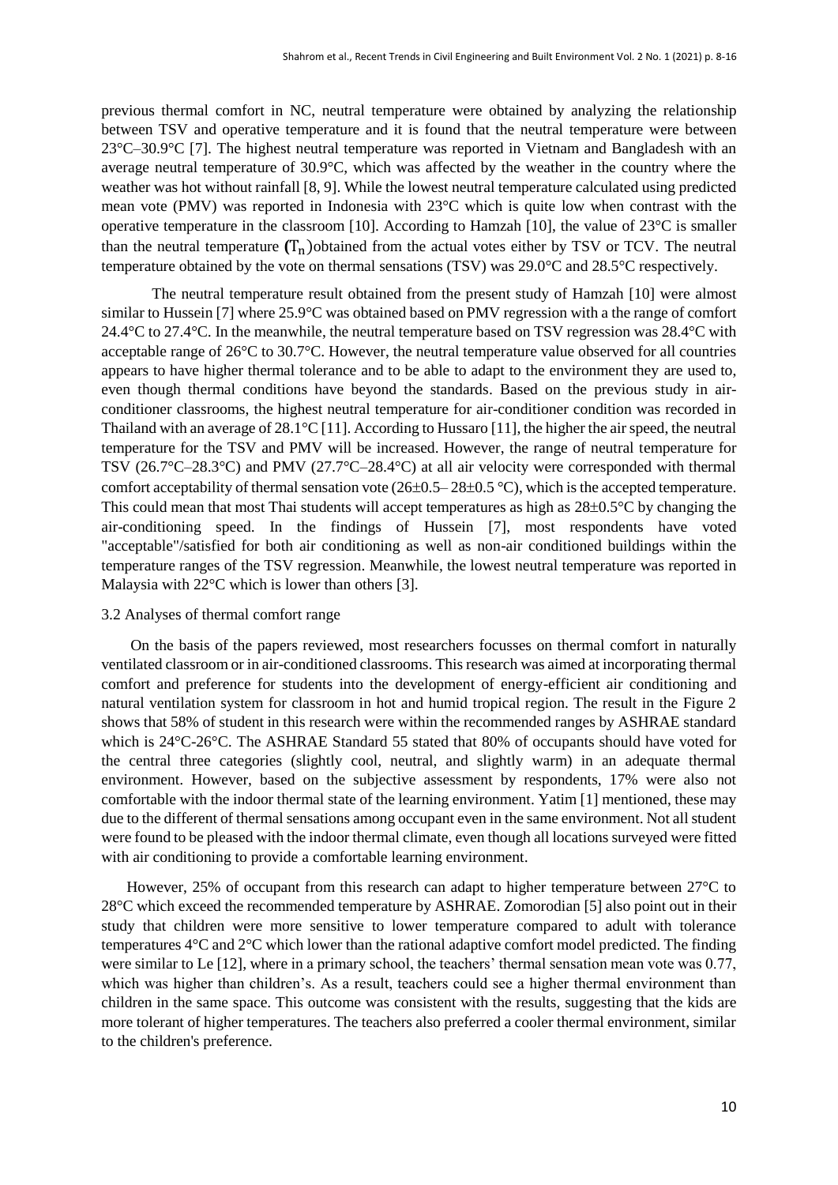previous thermal comfort in NC, neutral temperature were obtained by analyzing the relationship between TSV and operative temperature and it is found that the neutral temperature were between 23°C–30.9°C [7]. The highest neutral temperature was reported in Vietnam and Bangladesh with an average neutral temperature of 30.9°C, which was affected by the weather in the country where the weather was hot without rainfall [8, 9]. While the lowest neutral temperature calculated using predicted mean vote (PMV) was reported in Indonesia with 23°C which is quite low when contrast with the operative temperature in the classroom [10]. According to Hamzah [10], the value of 23°C is smaller than the neutral temperature $(T_n)$ obtained from the actual votes either by TSV or TCV. The neutral temperature obtained by the vote on thermal sensations (TSV) was 29.0°C and 28.5°C respectively.

The neutral temperature result obtained from the present study of Hamzah [10] were almost similar to Hussein [7] where 25.9°C was obtained based on PMV regression with a the range of comfort 24.4°C to 27.4°C. In the meanwhile, the neutral temperature based on TSV regression was 28.4°C with acceptable range of 26°C to 30.7°C. However, the neutral temperature value observed for all countries appears to have higher thermal tolerance and to be able to adapt to the environment they are used to, even though thermal conditions have beyond the standards. Based on the previous study in air-conditioner classrooms, the highest neutral temperature for air-conditioner condition was recorded in Thailand with an average of 28.1°C [11]. According to Hussaro [11], the higher the air speed, the neutral temperature for the TSV and PMV will be increased. However, the range of neutral temperature for TSV (26.7°C–28.3°C) and PMV (27.7°C–28.4°C) at all air velocity were corresponded with thermal comfort acceptability of thermal sensation vote (26±0.5– 28±0.5 °C), which is the accepted temperature. This could mean that most Thai students will accept temperatures as high as 28±0.5°C by changing the air-conditioning speed. In the findings of Hussein [7], most respondents have voted "acceptable"/satisfied for both air conditioning as well as non-air conditioned buildings within the temperature ranges of the TSV regression. Meanwhile, the lowest neutral temperature was reported in Malaysia with 22°C which is lower than others [3].

### 3.2 Analyses of thermal comfort range

On the basis of the papers reviewed, most researchers focusses on thermal comfort in naturally ventilated classroom or in air-conditioned classrooms. This research was aimed at incorporating thermal comfort and preference for students into the development of energy-efficient air conditioning and natural ventilation system for classroom in hot and humid tropical region. The result in the Figure 2 shows that 58% of student in this research were within the recommended ranges by ASHRAE standard which is 24°C-26°C. The ASHRAE Standard 55 stated that 80% of occupants should have voted for the central three categories (slightly cool, neutral, and slightly warm) in an adequate thermal environment. However, based on the subjective assessment by respondents, 17% were also not comfortable with the indoor thermal state of the learning environment. Yatim [1] mentioned, these may due to the different of thermal sensations among occupant even in the same environment. Not all student were found to be pleased with the indoor thermal climate, even though all locations surveyed were fitted with air conditioning to provide a comfortable learning environment.

However, 25% of occupant from this research can adapt to higher temperature between 27°C to 28°C which exceed the recommended temperature by ASHRAE. Zomorodian [5] also point out in their study that children were more sensitive to lower temperature compared to adult with tolerance temperatures 4°C and 2°C which lower than the rational adaptive comfort model predicted. The finding were similar to Le [12], where in a primary school, the teachers' thermal sensation mean vote was 0.77, which was higher than children's. As a result, teachers could see a higher thermal environment than children in the same space. This outcome was consistent with the results, suggesting that the kids are more tolerant of higher temperatures. The teachers also preferred a cooler thermal environment, similar to the children's preference.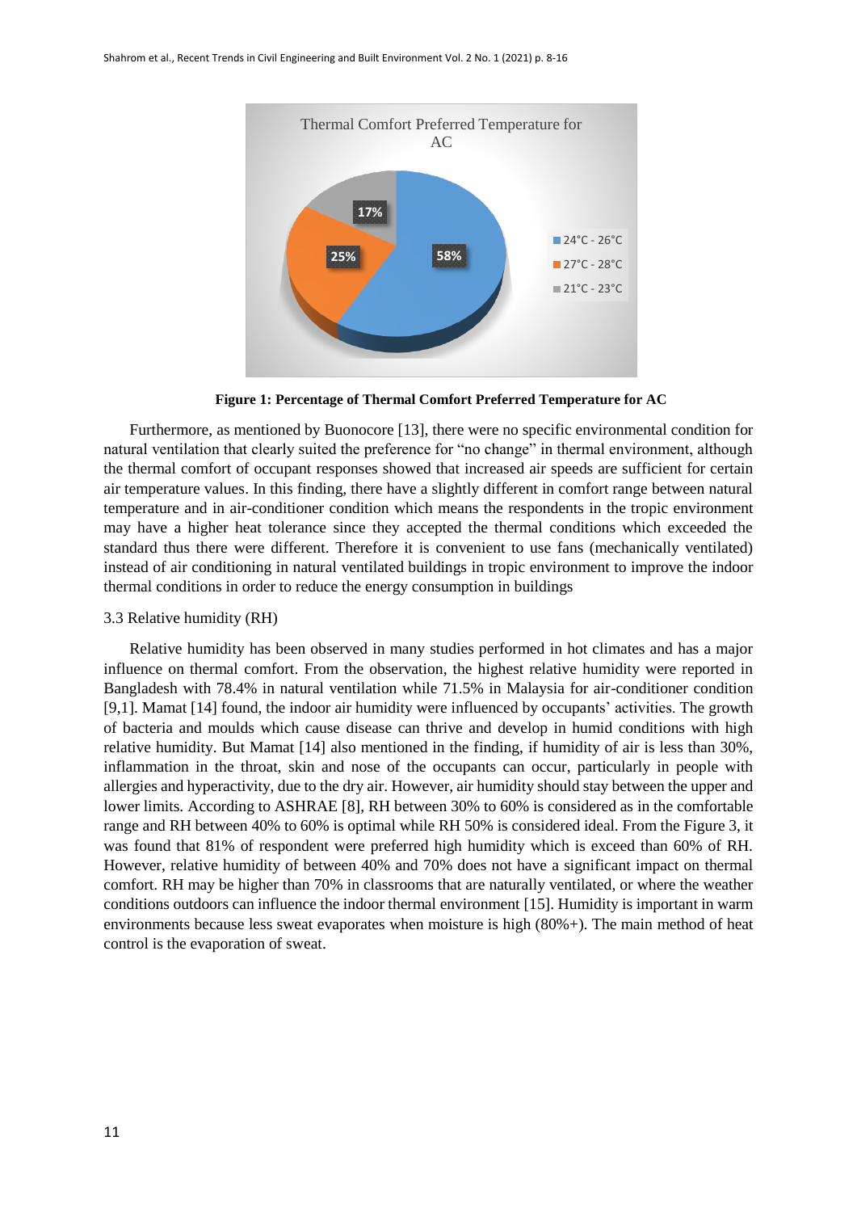**Figure 1: Percentage of Thermal Comfort Preferred Temperature for AC**

Furthermore, as mentioned by Buonocore [13], there were no specific environmental condition for natural ventilation that clearly suited the preference for "no change" in thermal environment, although the thermal comfort of occupant responses showed that increased air speeds are sufficient for certain air temperature values. In this finding, there have a slightly different in comfort range between natural temperature and in air-conditioner condition which means the respondents in the tropic environment may have a higher heat tolerance since they accepted the thermal conditions which exceeded the standard thus there were different. Therefore it is convenient to use fans (mechanically ventilated) instead of air conditioning in natural ventilated buildings in tropic environment to improve the indoor thermal conditions in order to reduce the energy consumption in buildings

### 3.3 Relative humidity (RH)

Relative humidity has been observed in many studies performed in hot climates and has a major influence on thermal comfort. From the observation, the highest relative humidity were reported in Bangladesh with 78.4% in natural ventilation while 71.5% in Malaysia for air-conditioner condition [9,1]. Mamat [14] found, the indoor air humidity were influenced by occupants' activities. The growth of bacteria and moulds which cause disease can thrive and develop in humid conditions with high relative humidity. But Mamat [14] also mentioned in the finding, if humidity of air is less than 30%, inflammation in the throat, skin and nose of the occupants can occur, particularly in people with allergies and hyperactivity, due to the dry air. However, air humidity should stay between the upper and lower limits. According to ASHRAE [8], RH between 30% to 60% is considered as in the comfortable range and RH between 40% to 60% is optimal while RH 50% is considered ideal. From the Figure 3, it was found that 81% of respondent were preferred high humidity which is exceed than 60% of RH. However, relative humidity of between 40% and 70% does not have a significant impact on thermal comfort. RH may be higher than 70% in classrooms that are naturally ventilated, or where the weather conditions outdoors can influence the indoor thermal environment [15]. Humidity is important in warm environments because less sweat evaporates when moisture is high (80%+). The main method of heat control is the evaporation of sweat.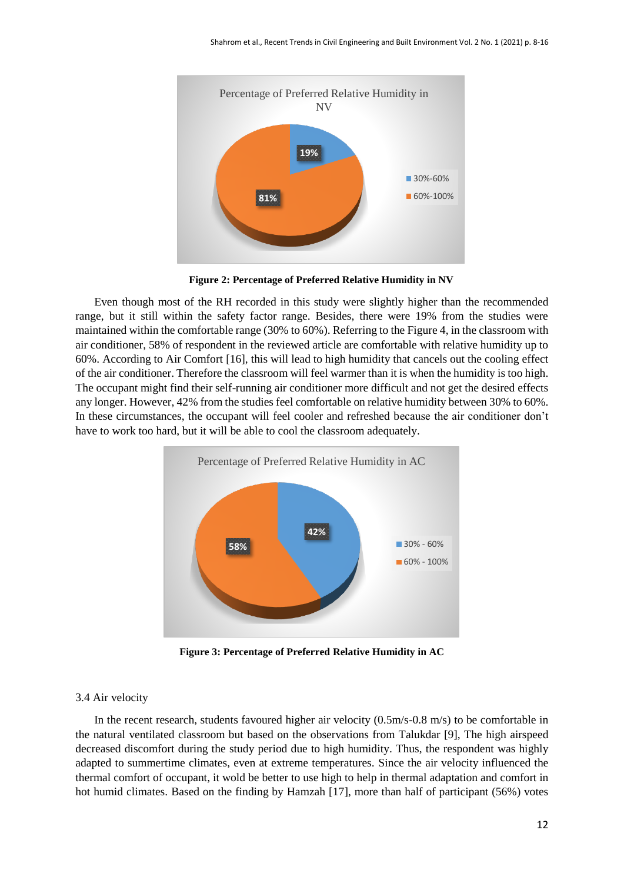**Figure 2: Percentage of Preferred Relative Humidity in NV**

Even though most of the RH recorded in this study were slightly higher than the recommended range, but it still within the safety factor range. Besides, there were 19% from the studies were maintained within the comfortable range (30% to 60%). Referring to the Figure 4, in the classroom with air conditioner, 58% of respondent in the reviewed article are comfortable with relative humidity up to 60%. According to Air Comfort [16], this will lead to high humidity that cancels out the cooling effect of the air conditioner. Therefore the classroom will feel warmer than it is when the humidity is too high. The occupant might find their self-running air conditioner more difficult and not get the desired effects any longer. However, 42% from the studies feel comfortable on relative humidity between 30% to 60%. In these circumstances, the occupant will feel cooler and refreshed because the air conditioner don't have to work too hard, but it will be able to cool the classroom adequately.

**Figure 3: Percentage of Preferred Relative Humidity in AC**

### 3.4 Air velocity

In the recent research, students favoured higher air velocity (0.5m/s-0.8 m/s) to be comfortable in the natural ventilated classroom but based on the observations from Talukdar [9], The high airspeed decreased discomfort during the study period due to high humidity. Thus, the respondent was highly adapted to summertime climates, even at extreme temperatures. Since the air velocity influenced the thermal comfort of occupant, it wold be better to use high to help in thermal adaptation and comfort in hot humid climates. Based on the finding by Hamzah [17], more than half of participant (56%) votes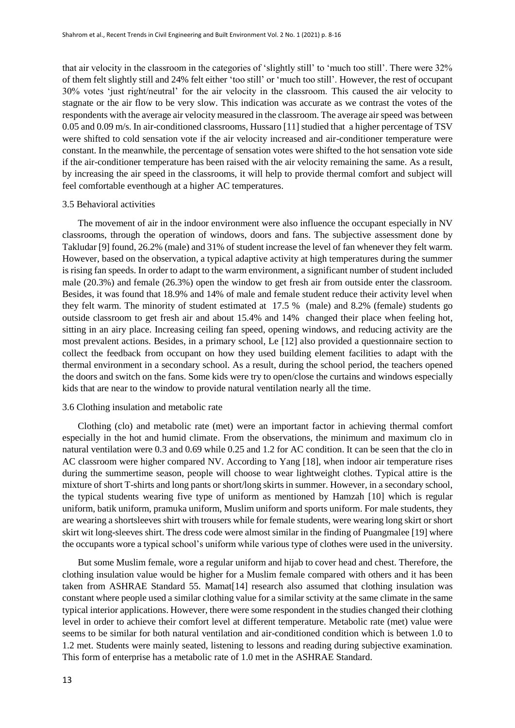that air velocity in the classroom in the categories of 'slightly still' to 'much too still'. There were 32% of them felt slightly still and 24% felt either 'too still' or 'much too still'. However, the rest of occupant 30% votes 'just right/neutral' for the air velocity in the classroom. This caused the air velocity to stagnate or the air flow to be very slow. This indication was accurate as we contrast the votes of the respondents with the average air velocity measured in the classroom. The average air speed was between 0.05 and 0.09 m/s. In air-conditioned classrooms, Hussaro [11] studied that a higher percentage of TSV were shifted to cold sensation vote if the air velocity increased and air-conditioner temperature were constant. In the meanwhile, the percentage of sensation votes were shifted to the hot sensation vote side if the air-conditioner temperature has been raised with the air velocity remaining the same. As a result, by increasing the air speed in the classrooms, it will help to provide thermal comfort and subject will feel comfortable eventhough at a higher AC temperatures.

### 3.5 Behavioral activities

The movement of air in the indoor environment were also influence the occupant especially in NV classrooms, through the operation of windows, doors and fans. The subjective assessment done by Takludar [9] found, 26.2% (male) and 31% of student increase the level of fan whenever they felt warm. However, based on the observation, a typical adaptive activity at high temperatures during the summer is rising fan speeds. In order to adapt to the warm environment, a significant number of student included male (20.3%) and female (26.3%) open the window to get fresh air from outside enter the classroom. Besides, it was found that 18.9% and 14% of male and female student reduce their activity level when they felt warm. The minority of student estimated at 17.5 % (male) and 8.2% (female) students go outside classroom to get fresh air and about 15.4% and 14% changed their place when feeling hot, sitting in an airy place. Increasing ceiling fan speed, opening windows, and reducing activity are the most prevalent actions. Besides, in a primary school, Le [12] also provided a questionnaire section to collect the feedback from occupant on how they used building element facilities to adapt with the thermal environment in a secondary school. As a result, during the school period, the teachers opened the doors and switch on the fans. Some kids were try to open/close the curtains and windows especially kids that are near to the window to provide natural ventilation nearly all the time.

### 3.6 Clothing insulation and metabolic rate

Clothing (clo) and metabolic rate (met) were an important factor in achieving thermal comfort especially in the hot and humid climate. From the observations, the minimum and maximum clo in natural ventilation were 0.3 and 0.69 while 0.25 and 1.2 for AC condition. It can be seen that the clo in AC classroom were higher compared NV. According to Yang [18], when indoor air temperature rises during the summertime season, people will choose to wear lightweight clothes. Typical attire is the mixture of short T-shirts and long pants or short/long skirts in summer. However, in a secondary school, the typical students wearing five type of uniform as mentioned by Hamzah [10] which is regular uniform, batik uniform, pramuka uniform, Muslim uniform and sports uniform. For male students, they are wearing a shortsleeves shirt with trousers while for female students, were wearing long skirt or short skirt wit long-sleeves shirt. The dress code were almost similar in the finding of Puangmalee [19] where the occupants wore a typical school's uniform while various type of clothes were used in the university.

But some Muslim female, wore a regular uniform and hijab to cover head and chest. Therefore, the clothing insulation value would be higher for a Muslim female compared with others and it has been taken from ASHRAE Standard 55. Mamat[14] research also assumed that clothing insulation was constant where people used a similar clothing value for a similar sctivity at the same climate in the same typical interior applications. However, there were some respondent in the studies changed their clothing level in order to achieve their comfort level at different temperature. Metabolic rate (met) value were seems to be similar for both natural ventilation and air-conditioned condition which is between 1.0 to 1.2 met. Students were mainly seated, listening to lessons and reading during subjective examination. This form of enterprise has a metabolic rate of 1.0 met in the ASHRAE Standard.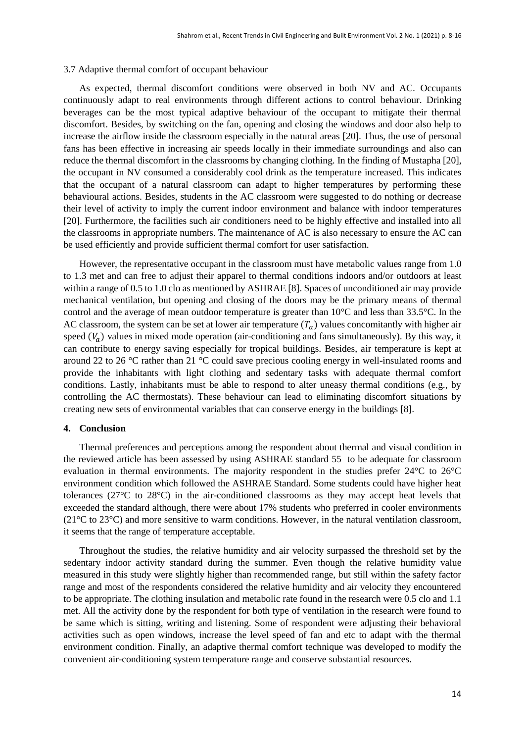### 3.7 Adaptive thermal comfort of occupant behaviour

As expected, thermal discomfort conditions were observed in both NV and AC. Occupants continuously adapt to real environments through different actions to control behaviour. Drinking beverages can be the most typical adaptive behaviour of the occupant to mitigate their thermal discomfort. Besides, by switching on the fan, opening and closing the windows and door also help to increase the airflow inside the classroom especially in the natural areas [20]. Thus, the use of personal fans has been effective in increasing air speeds locally in their immediate surroundings and also can reduce the thermal discomfort in the classrooms by changing clothing. In the finding of Mustapha [20], the occupant in NV consumed a considerably cool drink as the temperature increased. This indicates that the occupant of a natural classroom can adapt to higher temperatures by performing these behavioural actions. Besides, students in the AC classroom were suggested to do nothing or decrease their level of activity to imply the current indoor environment and balance with indoor temperatures [20]. Furthermore, the facilities such air conditioners need to be highly effective and installed into all the classrooms in appropriate numbers. The maintenance of AC is also necessary to ensure the AC can be used efficiently and provide sufficient thermal comfort for user satisfaction.

However, the representative occupant in the classroom must have metabolic values range from 1.0 to 1.3 met and can free to adjust their apparel to thermal conditions indoors and/or outdoors at least within a range of 0.5 to 1.0 clo as mentioned by ASHRAE [8]. Spaces of unconditioned air may provide mechanical ventilation, but opening and closing of the doors may be the primary means of thermal control and the average of mean outdoor temperature is greater than 10°C and less than 33.5°C. In the AC classroom, the system can be set at lower air temperature ($T_a$) values concomitantly with higher air speed ($V_a$) values in mixed mode operation (air-conditioning and fans simultaneously). By this way, it can contribute to energy saving especially for tropical buildings. Besides, air temperature is kept at around 22 to 26 °C rather than 21 °C could save precious cooling energy in well-insulated rooms and provide the inhabitants with light clothing and sedentary tasks with adequate thermal comfort conditions. Lastly, inhabitants must be able to respond to alter uneasy thermal conditions (e.g., by controlling the AC thermostats). These behaviour can lead to eliminating discomfort situations by creating new sets of environmental variables that can conserve energy in the buildings [8].

## 4. Conclusion

Thermal preferences and perceptions among the respondent about thermal and visual condition in the reviewed article has been assessed by using ASHRAE standard 55 to be adequate for classroom evaluation in thermal environments. The majority respondent in the studies prefer 24°C to 26°C environment condition which followed the ASHRAE Standard. Some students could have higher heat tolerances (27°C to 28°C) in the air-conditioned classrooms as they may accept heat levels that exceeded the standard although, there were about 17% students who preferred in cooler environments (21°C to 23°C) and more sensitive to warm conditions. However, in the natural ventilation classroom, it seems that the range of temperature acceptable.

Throughout the studies, the relative humidity and air velocity surpassed the threshold set by the sedentary indoor activity standard during the summer. Even though the relative humidity value measured in this study were slightly higher than recommended range, but still within the safety factor range and most of the respondents considered the relative humidity and air velocity they encountered to be appropriate. The clothing insulation and metabolic rate found in the research were 0.5 clo and 1.1 met. All the activity done by the respondent for both type of ventilation in the research were found to be same which is sitting, writing and listening. Some of respondent were adjusting their behavioral activities such as open windows, increase the level speed of fan and etc to adapt with the thermal environment condition. Finally, an adaptive thermal comfort technique was developed to modify the convenient air-conditioning system temperature range and conserve substantial resources.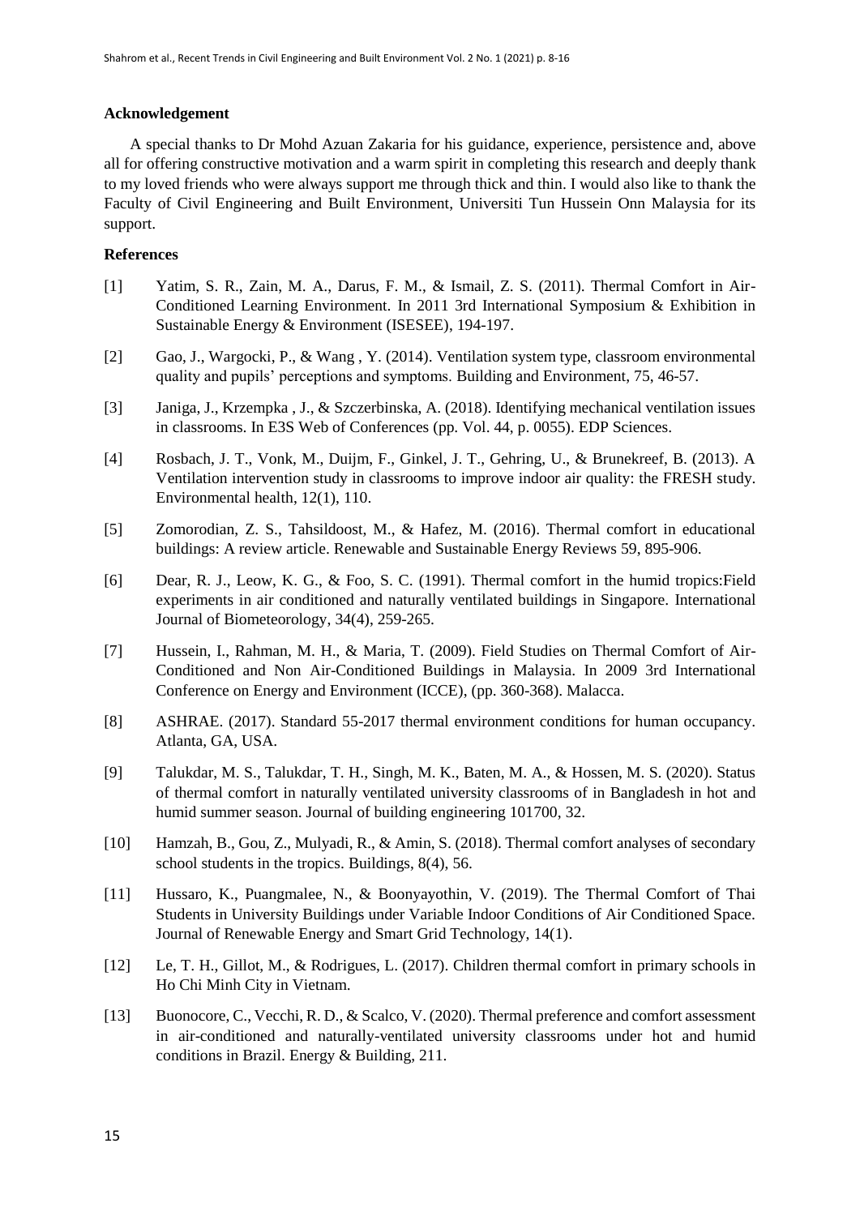## Acknowledgement

A special thanks to Dr Mohd Azuan Zakaria for his guidance, experience, persistence and, above all for offering constructive motivation and a warm spirit in completing this research and deeply thank to my loved friends who were always support me through thick and thin. I would also like to thank the Faculty of Civil Engineering and Built Environment, Universiti Tun Hussein Onn Malaysia for its support.

## References

[1] Yatim, S. R., Zain, M. A., Darus, F. M., & Ismail, Z. S. (2011). Thermal Comfort in Air-Conditioned Learning Environment. In 2011 3rd International Symposium & Exhibition in Sustainable Energy & Environment (ISESEE), 194-197.

[2] Gao, J., Wargocki, P., & Wang , Y. (2014). Ventilation system type, classroom environmental quality and pupils' perceptions and symptoms. Building and Environment, 75, 46-57.

[3] Janiga, J., Krzempka , J., & Szczerbinska, A. (2018). Identifying mechanical ventilation issues in classrooms. In E3S Web of Conferences (pp. Vol. 44, p. 0055). EDP Sciences.

[4] Rosbach, J. T., Vonk, M., Duijm, F., Ginkel, J. T., Gehring, U., & Brunekreef, B. (2013). A Ventilation intervention study in classrooms to improve indoor air quality: the FRESH study. Environmental health, 12(1), 110.

[5] Zomorodian, Z. S., Tahsildoost, M., & Hafez, M. (2016). Thermal comfort in educational buildings: A review article. Renewable and Sustainable Energy Reviews 59, 895-906.

[6] Dear, R. J., Leow, K. G., & Foo, S. C. (1991). Thermal comfort in the humid tropics:Field experiments in air conditioned and naturally ventilated buildings in Singapore. International Journal of Biometeorology, 34(4), 259-265.

[7] Hussein, I., Rahman, M. H., & Maria, T. (2009). Field Studies on Thermal Comfort of Air-Conditioned and Non Air-Conditioned Buildings in Malaysia. In 2009 3rd International Conference on Energy and Environment (ICCE), (pp. 360-368). Malacca.

[8] ASHRAE. (2017). Standard 55-2017 thermal environment conditions for human occupancy. Atlanta, GA, USA.

[9] Talukdar, M. S., Talukdar, T. H., Singh, M. K., Baten, M. A., & Hossen, M. S. (2020). Status of thermal comfort in naturally ventilated university classrooms of in Bangladesh in hot and humid summer season. Journal of building engineering 101700, 32.

[10] Hamzah, B., Gou, Z., Mulyadi, R., & Amin, S. (2018). Thermal comfort analyses of secondary school students in the tropics. Buildings, 8(4), 56.

[11] Hussaro, K., Puangmalee, N., & Boonyayothin, V. (2019). The Thermal Comfort of Thai Students in University Buildings under Variable Indoor Conditions of Air Conditioned Space. Journal of Renewable Energy and Smart Grid Technology, 14(1).

[12] Le, T. H., Gillot, M., & Rodrigues, L. (2017). Children thermal comfort in primary schools in Ho Chi Minh City in Vietnam.

[13] Buonocore, C., Vecchi, R. D., & Scalco, V. (2020). Thermal preference and comfort assessment in air-conditioned and naturally-ventilated university classrooms under hot and humid conditions in Brazil. Energy & Building, 211.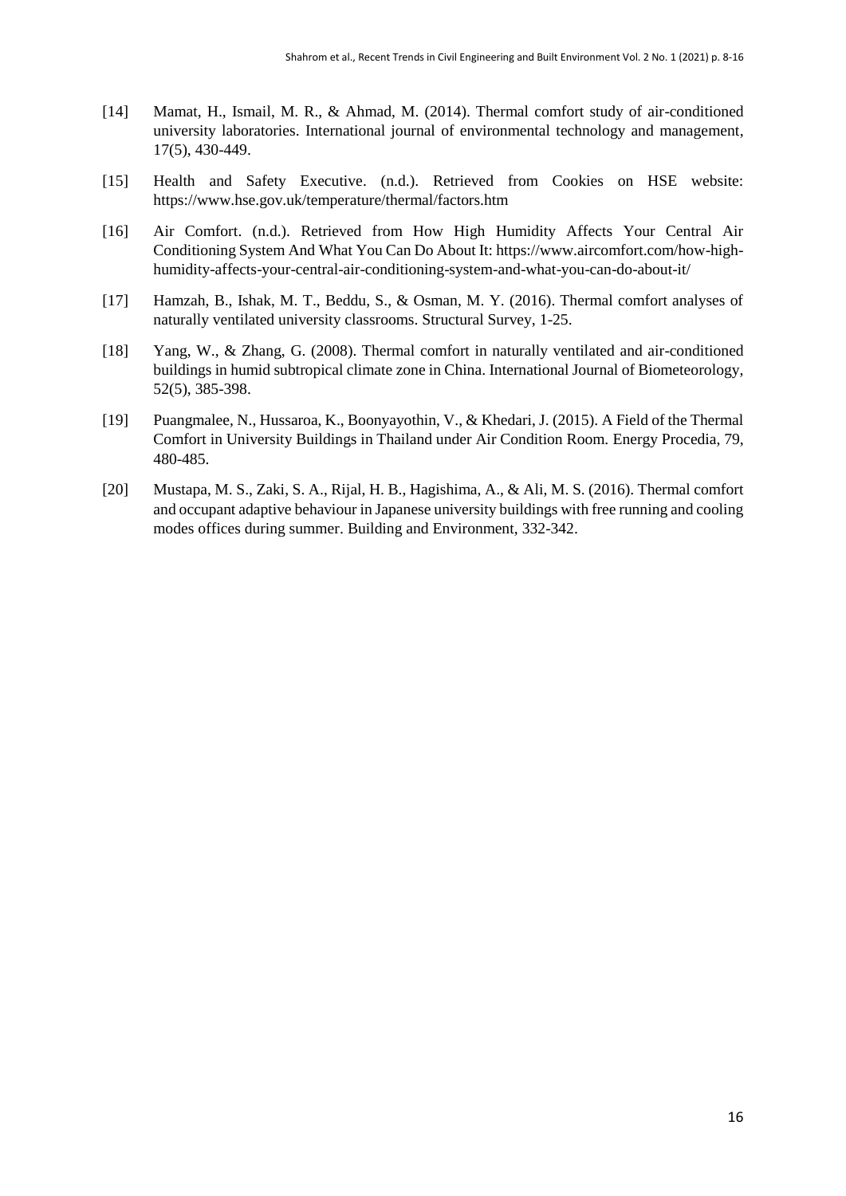[14] Mamat, H., Ismail, M. R., & Ahmad, M. (2014). Thermal comfort study of air-conditioned university laboratories. International journal of environmental technology and management, 17(5), 430-449.

[15] Health and Safety Executive. (n.d.). Retrieved from Cookies on HSE website: https://www.hse.gov.uk/temperature/thermal/factors.htm

[16] Air Comfort. (n.d.). Retrieved from How High Humidity Affects Your Central Air Conditioning System And What You Can Do About It: https://www.aircomfort.com/how-high-humidity-affects-your-central-air-conditioning-system-and-what-you-can-do-about-it/

[17] Hamzah, B., Ishak, M. T., Beddu, S., & Osman, M. Y. (2016). Thermal comfort analyses of naturally ventilated university classrooms. Structural Survey, 1-25.

[18] Yang, W., & Zhang, G. (2008). Thermal comfort in naturally ventilated and air-conditioned buildings in humid subtropical climate zone in China. International Journal of Biometeorology, 52(5), 385-398.

[19] Puangmalee, N., Hussaroa, K., Boonyayothin, V., & Khedari, J. (2015). A Field of the Thermal Comfort in University Buildings in Thailand under Air Condition Room. Energy Procedia, 79, 480-485.

[20] Mustapa, M. S., Zaki, S. A., Rijal, H. B., Hagishima, A., & Ali, M. S. (2016). Thermal comfort and occupant adaptive behaviour in Japanese university buildings with free running and cooling modes offices during summer. Building and Environment, 332-342.